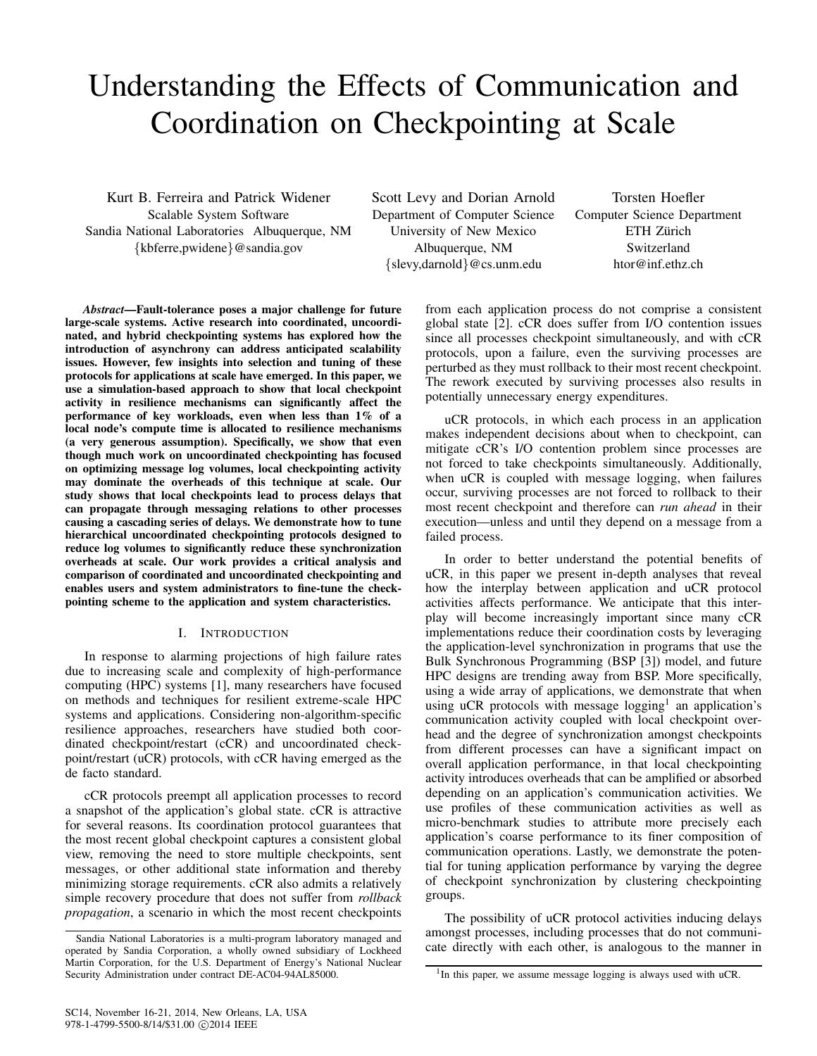# Understanding the Effects of Communication and Coordination on Checkpointing at Scale

Kurt B. Ferreira and Patrick Widener
Scalable System Software
Sandia National Laboratories Albuquerque, NM
{kbferre,pwidene}@sandia.gov

Scott Levy and Dorian Arnold
Department of Computer Science
University of New Mexico
Albuquerque, NM
{slevy,darnold}@cs.unm.edu

Torsten Hoefler
Computer Science Department
ETH Zürich
Switzerland
htor@inf.ethz.ch

***Abstract*—Fault-tolerance poses a major challenge for future large-scale systems. Active research into coordinated, uncoordinated, and hybrid checkpointing systems has explored how the introduction of asynchrony can address anticipated scalability issues. However, few insights into selection and tuning of these protocols for applications at scale have emerged. In this paper, we use a simulation-based approach to show that local checkpoint activity in resilience mechanisms can significantly affect the performance of key workloads, even when less than 1% of a local node's compute time is allocated to resilience mechanisms (a very generous assumption). Specifically, we show that even though much work on uncoordinated checkpointing has focused on optimizing message log volumes, local checkpointing activity may dominate the overheads of this technique at scale. Our study shows that local checkpoints lead to process delays that can propagate through messaging relations to other processes causing a cascading series of delays. We demonstrate how to tune hierarchical uncoordinated checkpointing protocols designed to reduce log volumes to significantly reduce these synchronization overheads at scale. Our work provides a critical analysis and comparison of coordinated and uncoordinated checkpointing and enables users and system administrators to fine-tune the checkpointing scheme to the application and system characteristics.**

## I. INTRODUCTION

In response to alarming projections of high failure rates due to increasing scale and complexity of high-performance computing (HPC) systems [1], many researchers have focused on methods and techniques for resilient extreme-scale HPC systems and applications. Considering non-algorithm-specific resilience approaches, researchers have studied both coordinated checkpoint/restart (cCR) and uncoordinated checkpoint/restart (uCR) protocols, with cCR having emerged as the de facto standard.

cCR protocols preempt all application processes to record a snapshot of the application's global state. cCR is attractive for several reasons. Its coordination protocol guarantees that the most recent global checkpoint captures a consistent global view, removing the need to store multiple checkpoints, sent messages, or other additional state information and thereby minimizing storage requirements. cCR also admits a relatively simple recovery procedure that does not suffer from *rollback propagation*, a scenario in which the most recent checkpoints from each application process do not comprise a consistent global state [2]. cCR does suffer from I/O contention issues since all processes checkpoint simultaneously, and with cCR protocols, upon a failure, even the surviving processes are perturbed as they must rollback to their most recent checkpoint. The rework executed by surviving processes also results in potentially unnecessary energy expenditures.

uCR protocols, in which each process in an application makes independent decisions about when to checkpoint, can mitigate cCR's I/O contention problem since processes are not forced to take checkpoints simultaneously. Additionally, when uCR is coupled with message logging, when failures occur, surviving processes are not forced to rollback to their most recent checkpoint and therefore can *run ahead* in their execution—unless and until they depend on a message from a failed process.

In order to better understand the potential benefits of uCR, in this paper we present in-depth analyses that reveal how the interplay between application and uCR protocol activities affects performance. We anticipate that this interplay will become increasingly important since many cCR implementations reduce their coordination costs by leveraging the application-level synchronization in programs that use the Bulk Synchronous Programming (BSP [3]) model, and future HPC designs are trending away from BSP. More specifically, using a wide array of applications, we demonstrate that when using uCR protocols with message logging[1] an application's communication activity coupled with local checkpoint overhead and the degree of synchronization amongst checkpoints from different processes can have a significant impact on overall application performance, in that local checkpointing activity introduces overheads that can be amplified or absorbed depending on an application's communication activities. We use profiles of these communication activities as well as micro-benchmark studies to attribute more precisely each application's coarse performance to its finer composition of communication operations. Lastly, we demonstrate the potential for tuning application performance by varying the degree of checkpoint synchronization by clustering checkpointing groups.

The possibility of uCR protocol activities inducing delays amongst processes, including processes that do not communicate directly with each other, is analogous to the manner in

[1] In this paper, we assume message logging is always used with uCR.

Sandia National Laboratories is a multi-program laboratory managed and operated by Sandia Corporation, a wholly owned subsidiary of Lockheed Martin Corporation, for the U.S. Department of Energy's National Nuclear Security Administration under contract DE-AC04-94AL85000.

SC14, November 16-21, 2014, New Orleans, LA, USA
978-1-4799-5500-8/14/$31.00 ©2014 IEEE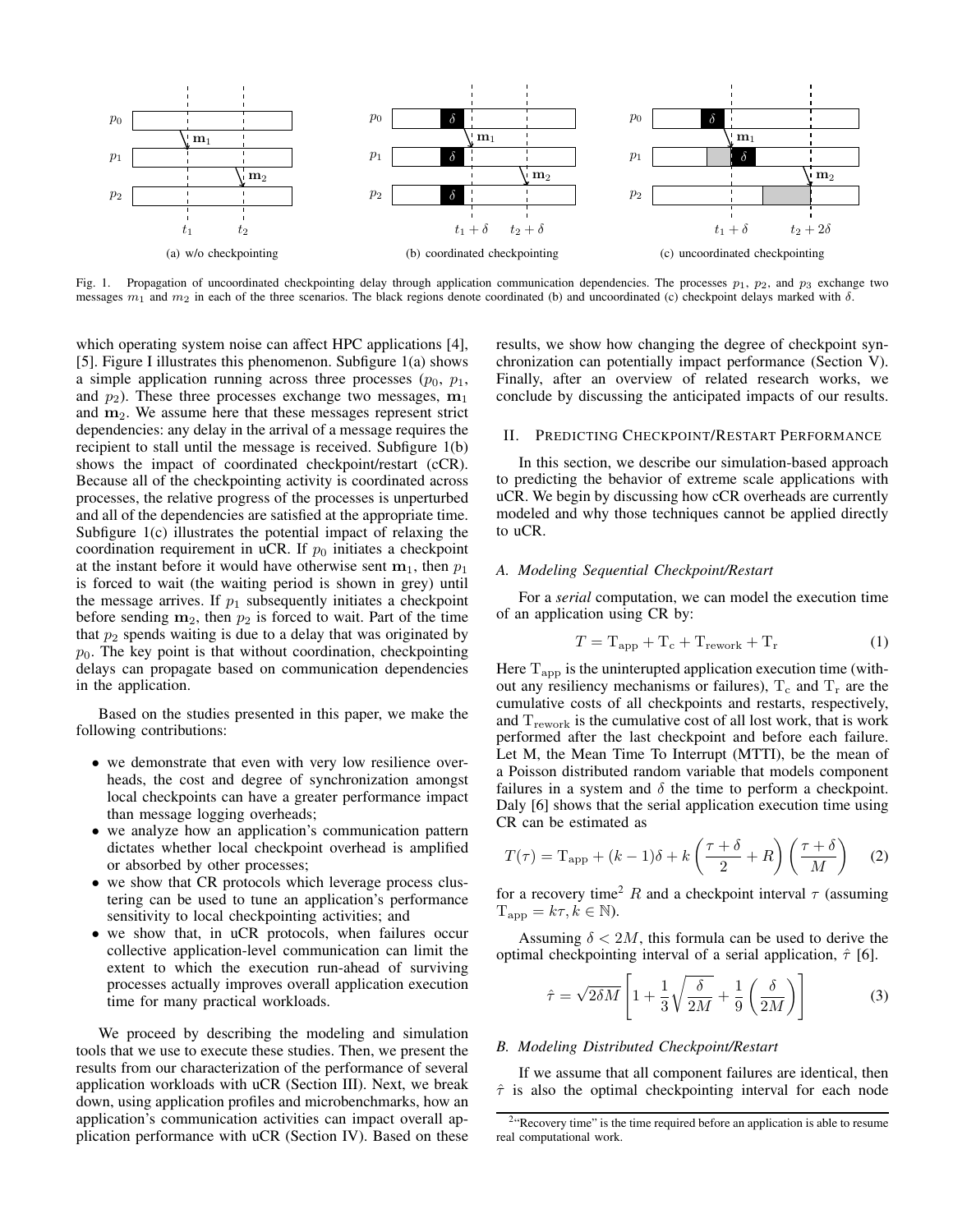Fig. 1. Propagation of uncoordinated checkpointing delay through application communication dependencies. The processes $p_1$, $p_2$, and $p_3$ exchange two messages $m_1$ and $m_2$ in each of the three scenarios. The black regions denote coordinated (b) and uncoordinated (c) checkpoint delays marked with $\delta$.

(a) w/o checkpointing (b) coordinated checkpointing (c) uncoordinated checkpointing

which operating system noise can affect HPC applications [4], [5]. Figure I illustrates this phenomenon. Subfigure 1(a) shows a simple application running across three processes ($p_0$, $p_1$, and $p_2$). These three processes exchange two messages, $\mathbf{m}_1$ and $\mathbf{m}_2$. We assume here that these messages represent strict dependencies: any delay in the arrival of a message requires the recipient to stall until the message is received. Subfigure 1(b) shows the impact of coordinated checkpoint/restart (cCR). Because all of the checkpointing activity is coordinated across processes, the relative progress of the processes is unperturbed and all of the dependencies are satisfied at the appropriate time. Subfigure 1(c) illustrates the potential impact of relaxing the coordination requirement in uCR. If $p_0$ initiates a checkpoint at the instant before it would have otherwise sent $\mathbf{m}_1$, then $p_1$ is forced to wait (the waiting period is shown in grey) until the message arrives. If $p_1$ subsequently initiates a checkpoint before sending $\mathbf{m}_2$, then $p_2$ is forced to wait. Part of the time that $p_2$ spends waiting is due to a delay that was originated by $p_0$. The key point is that without coordination, checkpointing delays can propagate based on communication dependencies in the application.

Based on the studies presented in this paper, we make the following contributions:

- we demonstrate that even with very low resilience overheads, the cost and degree of synchronization amongst local checkpoints can have a greater performance impact than message logging overheads;
- we analyze how an application's communication pattern dictates whether local checkpoint overhead is amplified or absorbed by other processes;
- we show that CR protocols which leverage process clustering can be used to tune an application's performance sensitivity to local checkpointing activities; and
- we show that, in uCR protocols, when failures occur collective application-level communication can limit the extent to which the execution run-ahead of surviving processes actually improves overall application execution time for many practical workloads.

We proceed by describing the modeling and simulation tools that we use to execute these studies. Then, we present the results from our characterization of the performance of several application workloads with uCR (Section III). Next, we break down, using application profiles and microbenchmarks, how an application's communication activities can impact overall application performance with uCR (Section IV). Based on these results, we show how changing the degree of checkpoint synchronization can potentially impact performance (Section V). Finally, after an overview of related research works, we conclude by discussing the anticipated impacts of our results.

## II. Predicting Checkpoint/Restart Performance

In this section, we describe our simulation-based approach to predicting the behavior of extreme scale applications with uCR. We begin by discussing how cCR overheads are currently modeled and why those techniques cannot be applied directly to uCR.

### A. Modeling Sequential Checkpoint/Restart

For a *serial* computation, we can model the execution time of an application using CR by:

$$T = \mathrm{T_{app}} + \mathrm{T_c} + \mathrm{T_{rework}} + \mathrm{T_r} \tag{1}$$

Here $\mathrm{T_{app}}$ is the uninterupted application execution time (without any resiliency mechanisms or failures), $\mathrm{T_c}$ and $\mathrm{T_r}$ are the cumulative costs of all checkpoints and restarts, respectively, and $\mathrm{T_{rework}}$ is the cumulative cost of all lost work, that is work performed after the last checkpoint and before each failure. Let M, the Mean Time To Interrupt (MTTI), be the mean of a Poisson distributed random variable that models component failures in a system and $\delta$ the time to perform a checkpoint. Daly [6] shows that the serial application execution time using CR can be estimated as

$$T(\tau) = \mathrm{T_{app}} + (k-1)\delta + k\left(\frac{\tau+\delta}{2} + R\right)\left(\frac{\tau+\delta}{M}\right) \tag{2}$$

for a recovery time[2] $R$ and a checkpoint interval $\tau$ (assuming $\mathrm{T_{app}} = k\tau, k \in \mathbb{N}$).

Assuming $\delta < 2M$, this formula can be used to derive the optimal checkpointing interval of a serial application, $\hat{\tau}$ [6].

$$\hat{\tau} = \sqrt{2\delta M}\left[1 + \frac{1}{3}\sqrt{\frac{\delta}{2M}} + \frac{1}{9}\left(\frac{\delta}{2M}\right)\right] \tag{3}$$

### B. Modeling Distributed Checkpoint/Restart

If we assume that all component failures are identical, then $\hat{\tau}$ is also the optimal checkpointing interval for each node

[2] "Recovery time" is the time required before an application is able to resume real computational work.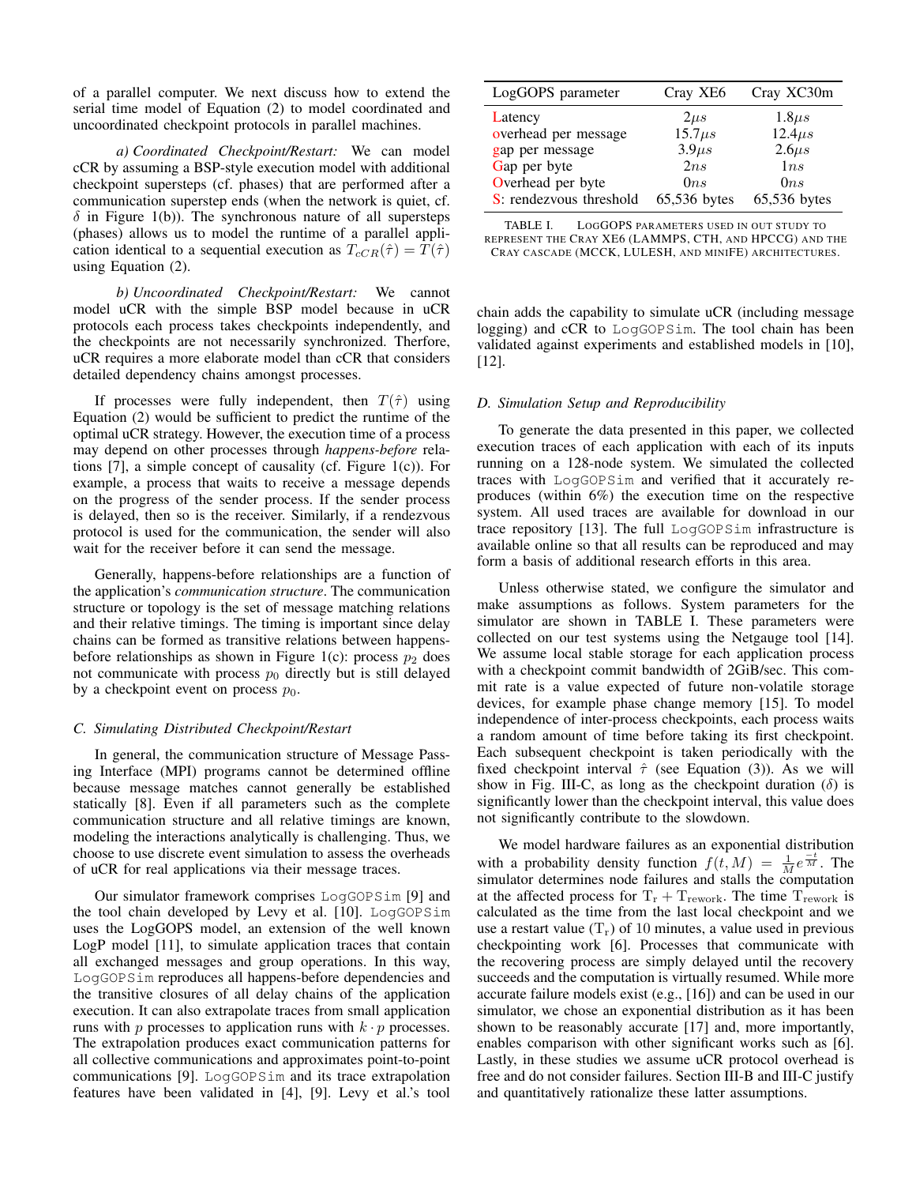of a parallel computer. We next discuss how to extend the serial time model of Equation (2) to model coordinated and uncoordinated checkpoint protocols in parallel machines.

*a) Coordinated Checkpoint/Restart:* We can model cCR by assuming a BSP-style execution model with additional checkpoint supersteps (cf. phases) that are performed after a communication superstep ends (when the network is quiet, cf. $\delta$ in Figure 1(b)). The synchronous nature of all supersteps (phases) allows us to model the runtime of a parallel application identical to a sequential execution as $T_{cCR}(\hat{\tau}) = T(\hat{\tau})$ using Equation (2).

*b) Uncoordinated Checkpoint/Restart:* We cannot model uCR with the simple BSP model because in uCR protocols each process takes checkpoints independently, and the checkpoints are not necessarily synchronized. Therfore, uCR requires a more elaborate model than cCR that considers detailed dependency chains amongst processes.

If processes were fully independent, then $T(\hat{\tau})$ using Equation (2) would be sufficient to predict the runtime of the optimal uCR strategy. However, the execution time of a process may depend on other processes through *happens-before* relations [7], a simple concept of causality (cf. Figure 1(c)). For example, a process that waits to receive a message depends on the progress of the sender process. If the sender process is delayed, then so is the receiver. Similarly, if a rendezvous protocol is used for the communication, the sender will also wait for the receiver before it can send the message.

Generally, happens-before relationships are a function of the application's *communication structure*. The communication structure or topology is the set of message matching relations and their relative timings. The timing is important since delay chains can be formed as transitive relations between happens-before relationships as shown in Figure 1(c): process $p_2$ does not communicate with process $p_0$ directly but is still delayed by a checkpoint event on process $p_0$.

### C. Simulating Distributed Checkpoint/Restart

In general, the communication structure of Message Passing Interface (MPI) programs cannot be determined offline because message matches cannot generally be established statically [8]. Even if all parameters such as the complete communication structure and all relative timings are known, modeling the interactions analytically is challenging. Thus, we choose to use discrete event simulation to assess the overheads of uCR for real applications via their message traces.

Our simulator framework comprises LogGOPSim [9] and the tool chain developed by Levy et al. [10]. LogGOPSim uses the LogGOPS model, an extension of the well known LogP model [11], to simulate application traces that contain all exchanged messages and group operations. In this way, LogGOPSim reproduces all happens-before dependencies and the transitive closures of all delay chains of the application execution. It can also extrapolate traces from small application runs with $p$ processes to application runs with $k \cdot p$ processes. The extrapolation produces exact communication patterns for all collective communications and approximates point-to-point communications [9]. LogGOPSim and its trace extrapolation features have been validated in [4], [9]. Levy et al.'s tool chain adds the capability to simulate uCR (including message logging) and cCR to LogGOPSim. The tool chain has been validated against experiments and established models in [10], [12].

| LogGOPS parameter | Cray XE6 | Cray XC30m |
|---|---|---|
| Latency | $2\mu s$ | $1.8\mu s$ |
| overhead per message | $15.7\mu s$ | $12.4\mu s$ |
| gap per message | $3.9\mu s$ | $2.6\mu s$ |
| Gap per byte | $2ns$ | $1ns$ |
| Overhead per byte | $0ns$ | $0ns$ |
| S: rendezvous threshold | 65,536 bytes | 65,536 bytes |

TABLE I. LogGOPS parameters used in out study to represent the Cray XE6 (LAMMPS, CTH, and HPCCG) and the Cray Cascade (MCCK, LULESH, and miniFE) architectures.

### D. Simulation Setup and Reproducibility

To generate the data presented in this paper, we collected execution traces of each application with each of its inputs running on a 128-node system. We simulated the collected traces with LogGOPSim and verified that it accurately reproduces (within 6%) the execution time on the respective system. All used traces are available for download in our trace repository [13]. The full LogGOPSim infrastructure is available online so that all results can be reproduced and may form a basis of additional research efforts in this area.

Unless otherwise stated, we configure the simulator and make assumptions as follows. System parameters for the simulator are shown in TABLE I. These parameters were collected on our test systems using the Netgauge tool [14]. We assume local stable storage for each application process with a checkpoint commit bandwidth of 2GiB/sec. This commit rate is a value expected of future non-volatile storage devices, for example phase change memory [15]. To model independence of inter-process checkpoints, each process waits a random amount of time before taking its first checkpoint. Each subsequent checkpoint is taken periodically with the fixed checkpoint interval $\hat{\tau}$ (see Equation (3)). As we will show in Fig. III-C, as long as the checkpoint duration ($\delta$) is significantly lower than the checkpoint interval, this value does not significantly contribute to the slowdown.

We model hardware failures as an exponential distribution with a probability density function $f(t, M) = \frac{1}{M}e^{\frac{-t}{M}}$. The simulator determines node failures and stalls the computation at the affected process for $\mathrm{T_r} + \mathrm{T_{rework}}$. The time $\mathrm{T_{rework}}$ is calculated as the time from the last local checkpoint and we use a restart value ($\mathrm{T_r}$) of 10 minutes, a value used in previous checkpointing work [6]. Processes that communicate with the recovering process are simply delayed until the recovery succeeds and the computation is virtually resumed. While more accurate failure models exist (e.g., [16]) and can be used in our simulator, we chose an exponential distribution as it has been shown to be reasonably accurate [17] and, more importantly, enables comparison with other significant works such as [6]. Lastly, in these studies we assume uCR protocol overhead is free and do not consider failures. Section III-B and III-C justify and quantitatively rationalize these latter assumptions.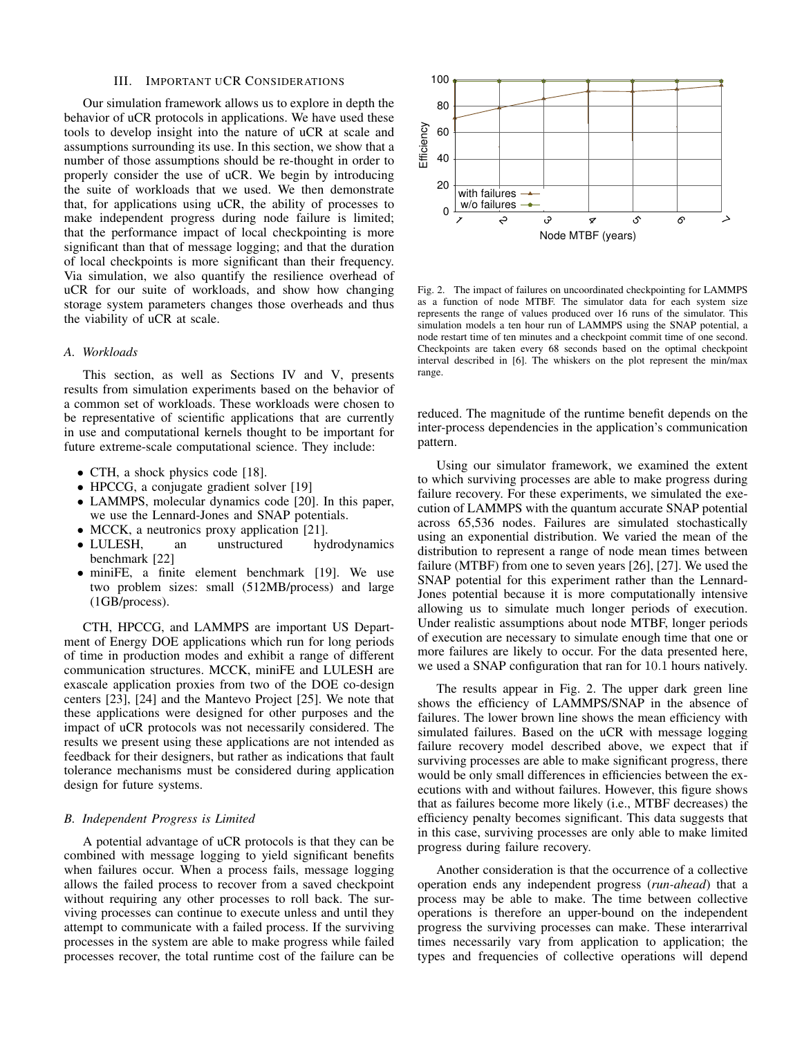## III. Important uCR Considerations

Our simulation framework allows us to explore in depth the behavior of uCR protocols in applications. We have used these tools to develop insight into the nature of uCR at scale and assumptions surrounding its use. In this section, we show that a number of those assumptions should be re-thought in order to properly consider the use of uCR. We begin by introducing the suite of workloads that we used. We then demonstrate that, for applications using uCR, the ability of processes to make independent progress during node failure is limited; that the performance impact of local checkpointing is more significant than that of message logging; and that the duration of local checkpoints is more significant than their frequency. Via simulation, we also quantify the resilience overhead of uCR for our suite of workloads, and show how changing storage system parameters changes those overheads and thus the viability of uCR at scale.

### A. Workloads

This section, as well as Sections IV and V, presents results from simulation experiments based on the behavior of a common set of workloads. These workloads were chosen to be representative of scientific applications that are currently in use and computational kernels thought to be important for future extreme-scale computational science. They include:

- CTH, a shock physics code [18].
- HPCCG, a conjugate gradient solver [19]
- LAMMPS, molecular dynamics code [20]. In this paper, we use the Lennard-Jones and SNAP potentials.
- MCCK, a neutronics proxy application [21].
- LULESH, an unstructured hydrodynamics benchmark [22]
- miniFE, a finite element benchmark [19]. We use two problem sizes: small (512MB/process) and large (1GB/process).

CTH, HPCCG, and LAMMPS are important US Department of Energy DOE applications which run for long periods of time in production modes and exhibit a range of different communication structures. MCCK, miniFE and LULESH are exascale application proxies from two of the DOE co-design centers [23], [24] and the Mantevo Project [25]. We note that these applications were designed for other purposes and the impact of uCR protocols was not necessarily considered. The results we present using these applications are not intended as feedback for their designers, but rather as indications that fault tolerance mechanisms must be considered during application design for future systems.

### B. Independent Progress is Limited

A potential advantage of uCR protocols is that they can be combined with message logging to yield significant benefits when failures occur. When a process fails, message logging allows the failed process to recover from a saved checkpoint without requiring any other processes to roll back. The surviving processes can continue to execute unless and until they attempt to communicate with a failed process. If the surviving processes in the system are able to make progress while failed processes recover, the total runtime cost of the failure can be reduced. The magnitude of the runtime benefit depends on the inter-process dependencies in the application's communication pattern.

Fig. 2. The impact of failures on uncoordinated checkpointing for LAMMPS as a function of node MTBF. The simulator data for each system size represents the range of values produced over 16 runs of the simulator. This simulation models a ten hour run of LAMMPS using the SNAP potential, a node restart time of ten minutes and a checkpoint commit time of one second. Checkpoints are taken every 68 seconds based on the optimal checkpoint interval described in [6]. The whiskers on the plot represent the min/max range.

Using our simulator framework, we examined the extent to which surviving processes are able to make progress during failure recovery. For these experiments, we simulated the execution of LAMMPS with the quantum accurate SNAP potential across 65,536 nodes. Failures are simulated stochastically using an exponential distribution. We varied the mean of the distribution to represent a range of node mean times between failure (MTBF) from one to seven years [26], [27]. We used the SNAP potential for this experiment rather than the Lennard-Jones potential because it is more computationally intensive allowing us to simulate much longer periods of execution. Under realistic assumptions about node MTBF, longer periods of execution are necessary to simulate enough time that one or more failures are likely to occur. For the data presented here, we used a SNAP configuration that ran for 10.1 hours natively.

The results appear in Fig. 2. The upper dark green line shows the efficiency of LAMMPS/SNAP in the absence of failures. The lower brown line shows the mean efficiency with simulated failures. Based on the uCR with message logging failure recovery model described above, we expect that if surviving processes are able to make significant progress, there would be only small differences in efficiencies between the executions with and without failures. However, this figure shows that as failures become more likely (i.e., MTBF decreases) the efficiency penalty becomes significant. This data suggests that in this case, surviving processes are only able to make limited progress during failure recovery.

Another consideration is that the occurrence of a collective operation ends any independent progress (*run-ahead*) that a process may be able to make. The time between collective operations is therefore an upper-bound on the independent progress the surviving processes can make. These interarrival times necessarily vary from application to application; the types and frequencies of collective operations will depend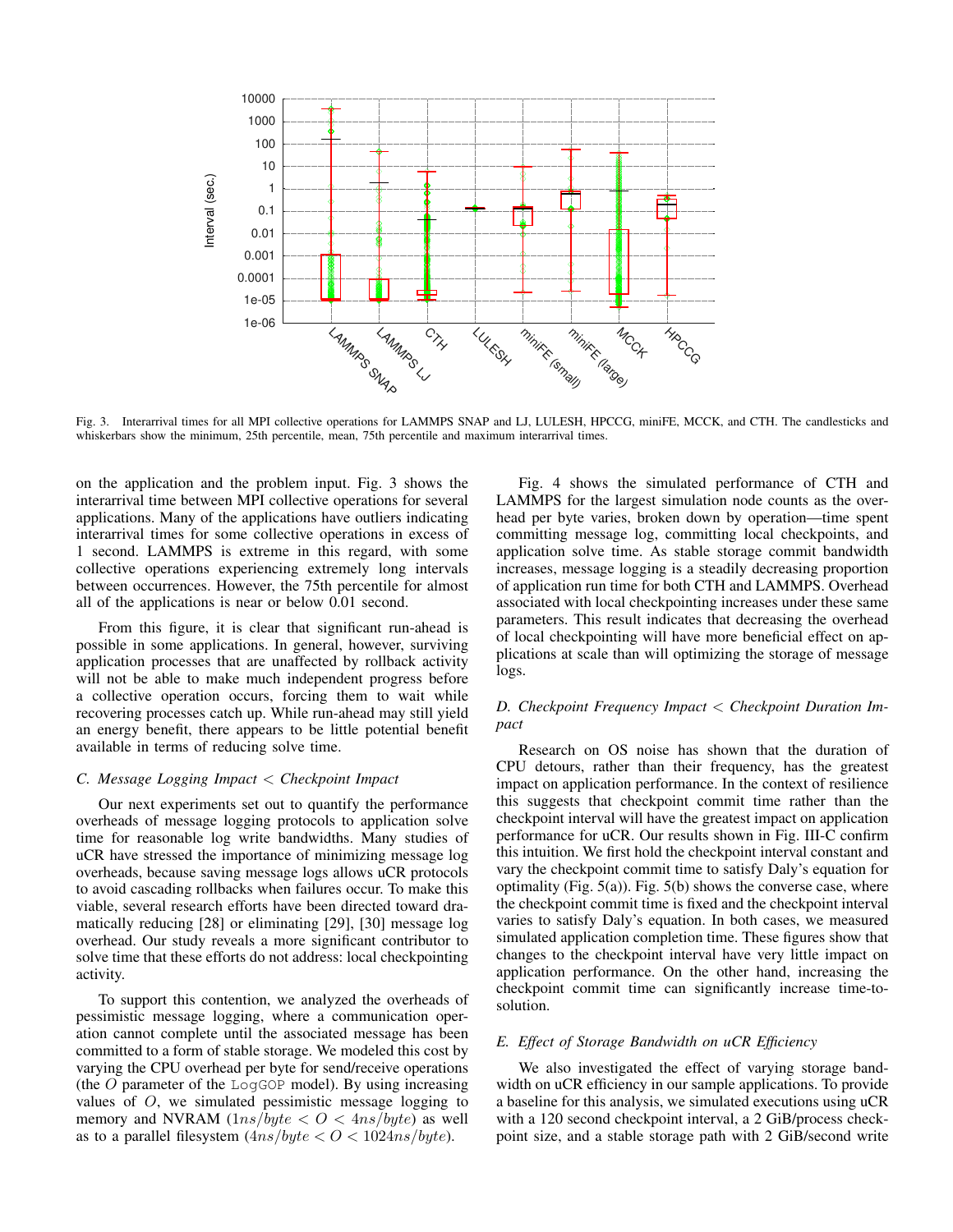Fig. 3. Interarrival times for all MPI collective operations for LAMMPS SNAP and LJ, LULESH, HPCCG, miniFE, MCCK, and CTH. The candlesticks and whiskerbars show the minimum, 25th percentile, mean, 75th percentile and maximum interarrival times.

on the application and the problem input. Fig. 3 shows the interarrival time between MPI collective operations for several applications. Many of the applications have outliers indicating interarrival times for some collective operations in excess of 1 second. LAMMPS is extreme in this regard, with some collective operations experiencing extremely long intervals between occurrences. However, the 75th percentile for almost all of the applications is near or below 0.01 second.

From this figure, it is clear that significant run-ahead is possible in some applications. In general, however, surviving application processes that are unaffected by rollback activity will not be able to make much independent progress before a collective operation occurs, forcing them to wait while recovering processes catch up. While run-ahead may still yield an energy benefit, there appears to be little potential benefit available in terms of reducing solve time.

### C. Message Logging Impact < Checkpoint Impact

Our next experiments set out to quantify the performance overheads of message logging protocols to application solve time for reasonable log write bandwidths. Many studies of uCR have stressed the importance of minimizing message log overheads, because saving message logs allows uCR protocols to avoid cascading rollbacks when failures occur. To make this viable, several research efforts have been directed toward dramatically reducing [28] or eliminating [29], [30] message log overhead. Our study reveals a more significant contributor to solve time that these efforts do not address: local checkpointing activity.

To support this contention, we analyzed the overheads of pessimistic message logging, where a communication operation cannot complete until the associated message has been committed to a form of stable storage. We modeled this cost by varying the CPU overhead per byte for send/receive operations (the $O$ parameter of the LogGOP model). By using increasing values of $O$, we simulated pessimistic message logging to memory and NVRAM ($1ns/byte < O < 4ns/byte$) as well as to a parallel filesystem ($4ns/byte < O < 1024ns/byte$).

Fig. 4 shows the simulated performance of CTH and LAMMPS for the largest simulation node counts as the overhead per byte varies, broken down by operation—time spent committing message log, committing local checkpoints, and application solve time. As stable storage commit bandwidth increases, message logging is a steadily decreasing proportion of application run time for both CTH and LAMMPS. Overhead associated with local checkpointing increases under these same parameters. This result indicates that decreasing the overhead of local checkpointing will have more beneficial effect on applications at scale than will optimizing the storage of message logs.

### D. Checkpoint Frequency Impact < Checkpoint Duration Impact

Research on OS noise has shown that the duration of CPU detours, rather than their frequency, has the greatest impact on application performance. In the context of resilience this suggests that checkpoint commit time rather than the checkpoint interval will have the greatest impact on application performance for uCR. Our results shown in Fig. III-C confirm this intuition. We first hold the checkpoint interval constant and vary the checkpoint commit time to satisfy Daly's equation for optimality (Fig. 5(a)). Fig. 5(b) shows the converse case, where the checkpoint commit time is fixed and the checkpoint interval varies to satisfy Daly's equation. In both cases, we measured simulated application completion time. These figures show that changes to the checkpoint interval have very little impact on application performance. On the other hand, increasing the checkpoint commit time can significantly increase time-to-solution.

### E. Effect of Storage Bandwidth on uCR Efficiency

We also investigated the effect of varying storage bandwidth on uCR efficiency in our sample applications. To provide a baseline for this analysis, we simulated executions using uCR with a 120 second checkpoint interval, a 2 GiB/process checkpoint size, and a stable storage path with 2 GiB/second write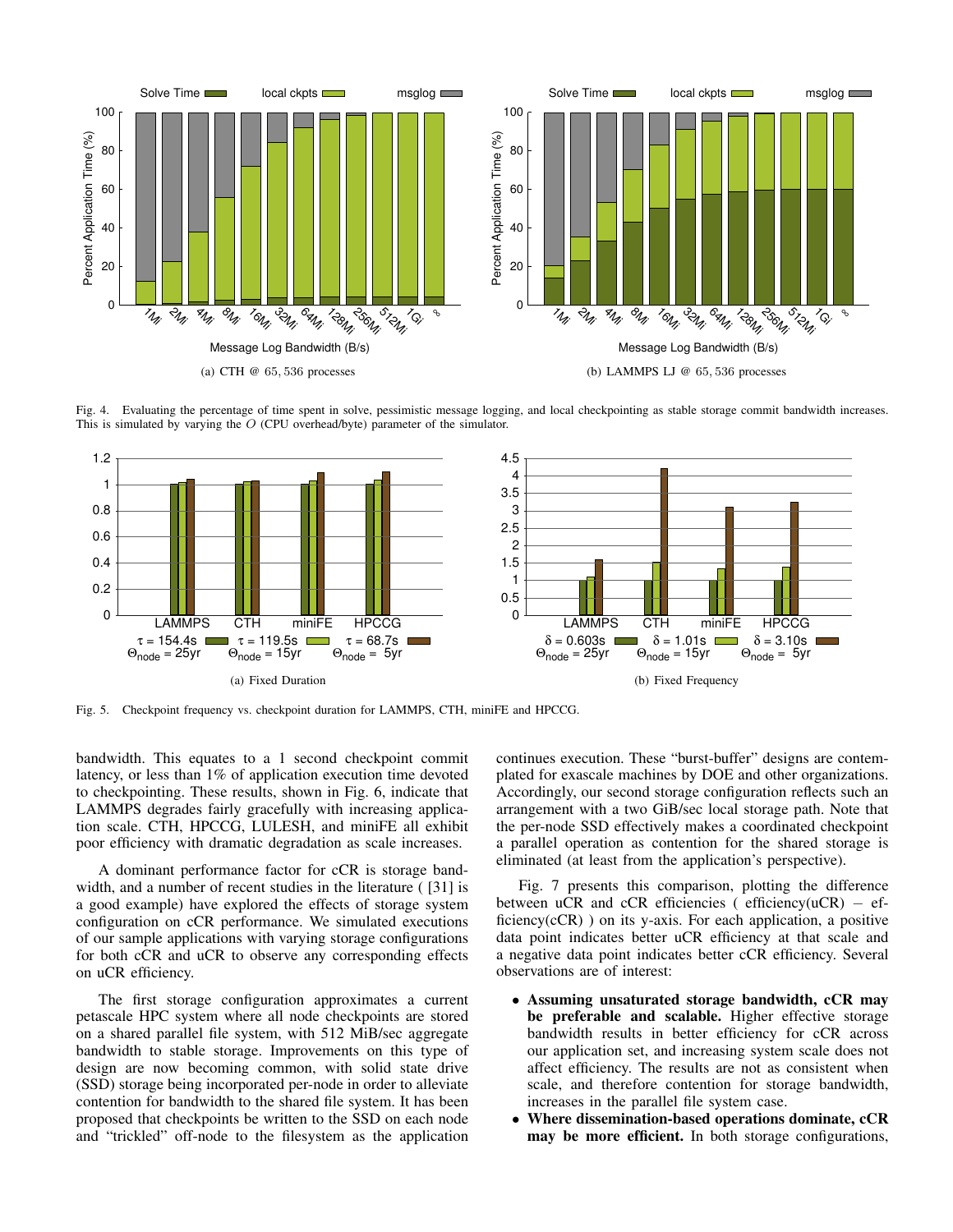Fig. 4. Evaluating the percentage of time spent in solve, pessimistic message logging, and local checkpointing as stable storage commit bandwidth increases. This is simulated by varying the $O$ (CPU overhead/byte) parameter of the simulator.

(a) CTH @ 65,536 processes

(b) LAMMPS LJ @ 65,536 processes

(a) Fixed Duration

(b) Fixed Frequency

Fig. 5. Checkpoint frequency vs. checkpoint duration for LAMMPS, CTH, miniFE and HPCCG.

bandwidth. This equates to a 1 second checkpoint commit latency, or less than 1% of application execution time devoted to checkpointing. These results, shown in Fig. 6, indicate that LAMMPS degrades fairly gracefully with increasing application scale. CTH, HPCCG, LULESH, and miniFE all exhibit poor efficiency with dramatic degradation as scale increases.

A dominant performance factor for cCR is storage bandwidth, and a number of recent studies in the literature ( [31] is a good example) have explored the effects of storage system configuration on cCR performance. We simulated executions of our sample applications with varying storage configurations for both cCR and uCR to observe any corresponding effects on uCR efficiency.

The first storage configuration approximates a current petascale HPC system where all node checkpoints are stored on a shared parallel file system, with 512 MiB/sec aggregate bandwidth to stable storage. Improvements on this type of design are now becoming common, with solid state drive (SSD) storage being incorporated per-node in order to alleviate contention for bandwidth to the shared file system. It has been proposed that checkpoints be written to the SSD on each node and "trickled" off-node to the filesystem as the application continues execution. These "burst-buffer" designs are contemplated for exascale machines by DOE and other organizations. Accordingly, our second storage configuration reflects such an arrangement with a two GiB/sec local storage path. Note that the per-node SSD effectively makes a coordinated checkpoint a parallel operation as contention for the shared storage is eliminated (at least from the application's perspective).

Fig. 7 presents this comparison, plotting the difference between uCR and cCR efficiencies ( efficiency(uCR) – efficiency(cCR) ) on its y-axis. For each application, a positive data point indicates better uCR efficiency at that scale and a negative data point indicates better cCR efficiency. Several observations are of interest:

- **Assuming unsaturated storage bandwidth, cCR may be preferable and scalable.** Higher effective storage bandwidth results in better efficiency for cCR across our application set, and increasing system scale does not affect efficiency. The results are not as consistent when scale, and therefore contention for storage bandwidth, increases in the parallel file system case.
- **Where dissemination-based operations dominate, cCR may be more efficient.** In both storage configurations,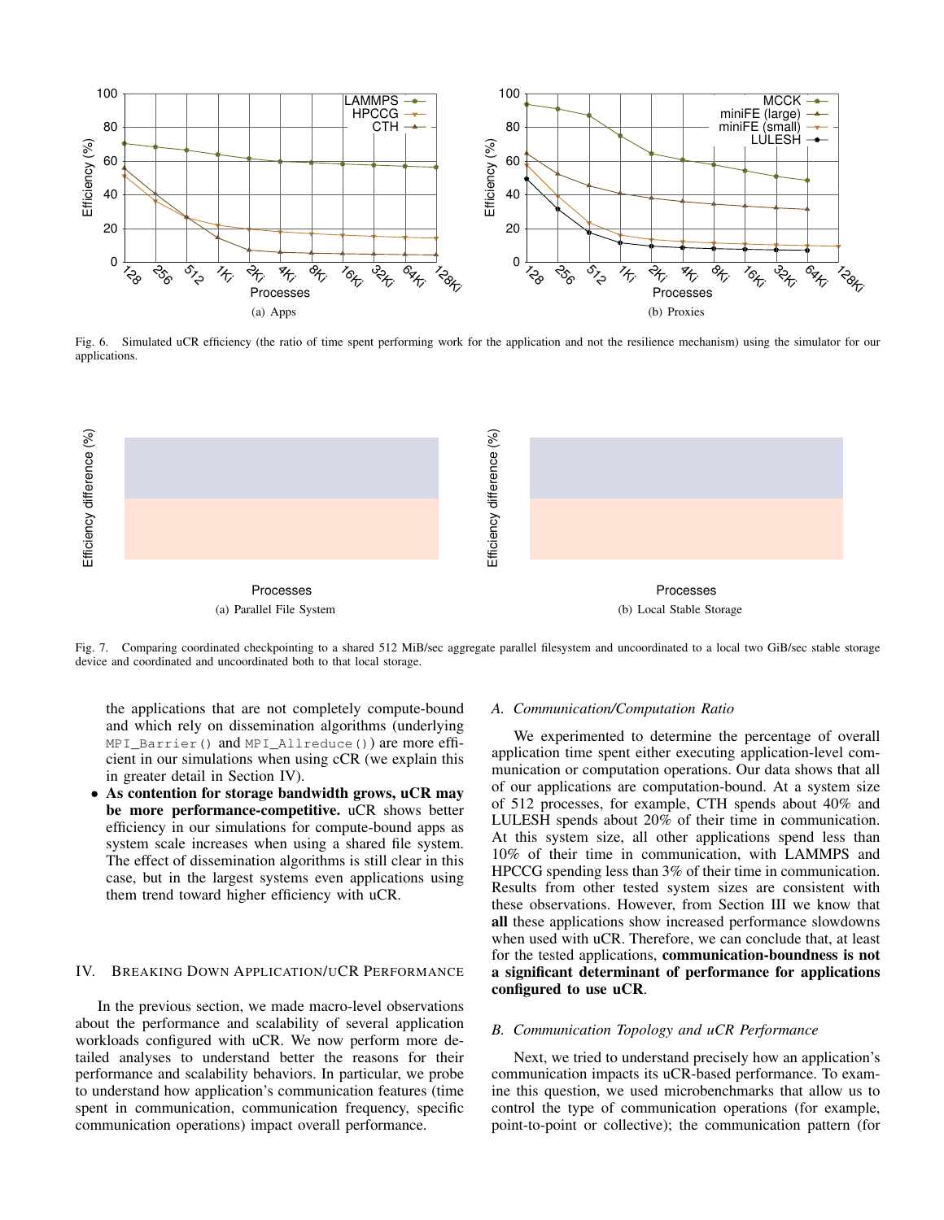Fig. 6. Simulated uCR efficiency (the ratio of time spent performing work for the application and not the resilience mechanism) using the simulator for our applications.

(a) Apps

(b) Proxies

(a) Parallel File System

(b) Local Stable Storage

Fig. 7. Comparing coordinated checkpointing to a shared 512 MiB/sec aggregate parallel filesystem and uncoordinated to a local two GiB/sec stable storage device and coordinated and uncoordinated both to that local storage.

the applications that are not completely compute-bound and which rely on dissemination algorithms (underlying `MPI_Barrier()` and `MPI_Allreduce()`) are more efficient in our simulations when using cCR (we explain this in greater detail in Section IV).

- **As contention for storage bandwidth grows, uCR may be more performance-competitive.** uCR shows better efficiency in our simulations for compute-bound apps as system scale increases when using a shared file system. The effect of dissemination algorithms is still clear in this case, but in the largest systems even applications using them trend toward higher efficiency with uCR.

## IV. Breaking Down Application/uCR Performance

In the previous section, we made macro-level observations about the performance and scalability of several application workloads configured with uCR. We now perform more detailed analyses to understand better the reasons for their performance and scalability behaviors. In particular, we probe to understand how application's communication features (time spent in communication, communication frequency, specific communication operations) impact overall performance.

### A. Communication/Computation Ratio

We experimented to determine the percentage of overall application time spent either executing application-level communication or computation operations. Our data shows that all of our applications are computation-bound. At a system size of 512 processes, for example, CTH spends about 40% and LULESH spends about 20% of their time in communication. At this system size, all other applications spend less than 10% of their time in communication, with LAMMPS and HPCCG spending less than 3% of their time in communication. Results from other tested system sizes are consistent with these observations. However, from Section III we know that **all** these applications show increased performance slowdowns when used with uCR. Therefore, we can conclude that, at least for the tested applications, **communication-boundness is not a significant determinant of performance for applications configured to use uCR**.

### B. Communication Topology and uCR Performance

Next, we tried to understand precisely how an application's communication impacts its uCR-based performance. To examine this question, we used microbenchmarks that allow us to control the type of communication operations (for example, point-to-point or collective); the communication pattern (for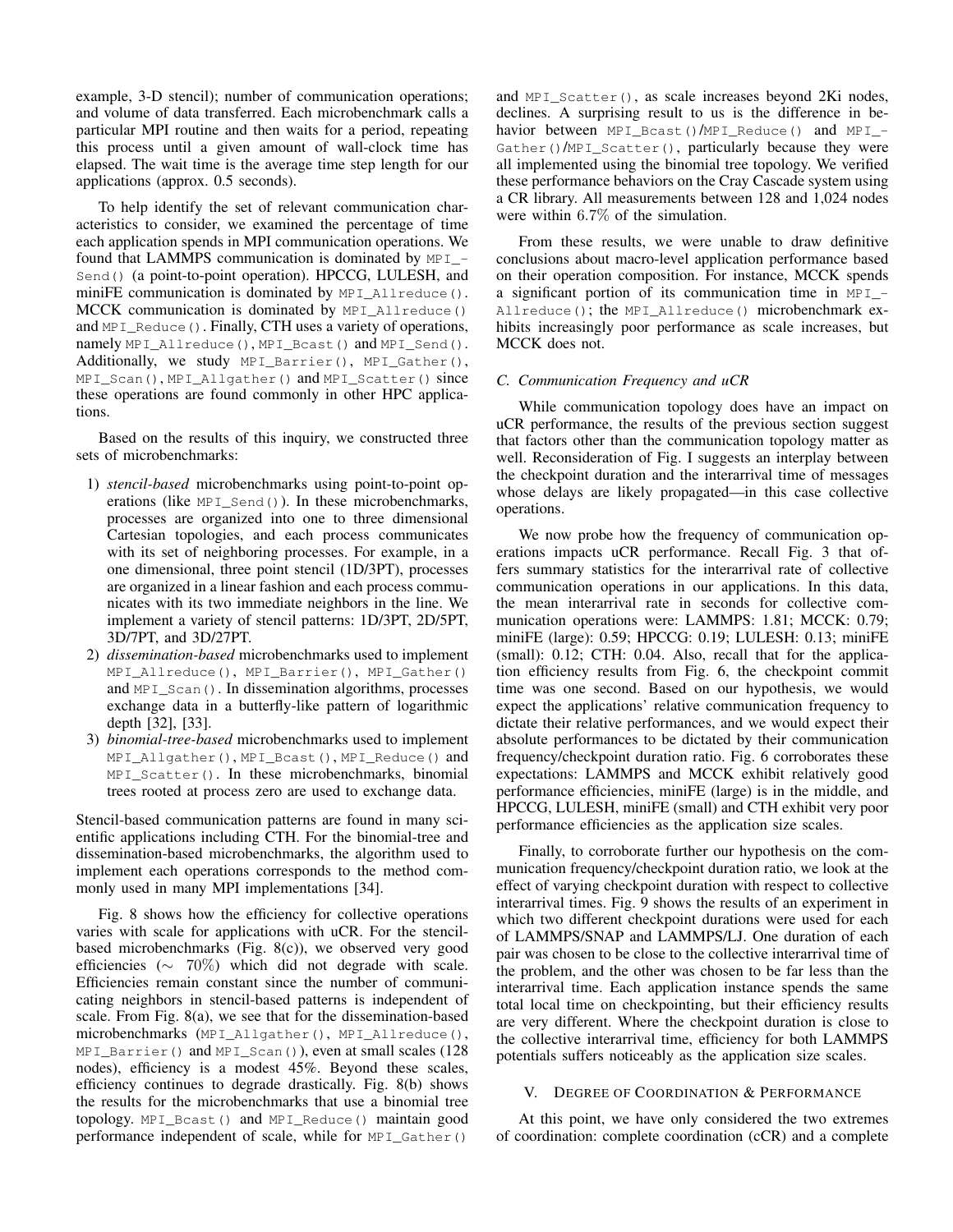example, 3-D stencil); number of communication operations; and volume of data transferred. Each microbenchmark calls a particular MPI routine and then waits for a period, repeating this process until a given amount of wall-clock time has elapsed. The wait time is the average time step length for our applications (approx. 0.5 seconds).

To help identify the set of relevant communication characteristics to consider, we examined the percentage of time each application spends in MPI communication operations. We found that LAMMPS communication is dominated by `MPI_Send()` (a point-to-point operation). HPCCG, LULESH, and miniFE communication is dominated by `MPI_Allreduce()`. MCCK communication is dominated by `MPI_Allreduce()` and `MPI_Reduce()`. Finally, CTH uses a variety of operations, namely `MPI_Allreduce()`, `MPI_Bcast()` and `MPI_Send()`. Additionally, we study `MPI_Barrier()`, `MPI_Gather()`, `MPI_Scan()`, `MPI_Allgather()` and `MPI_Scatter()` since these operations are found commonly in other HPC applications.

Based on the results of this inquiry, we constructed three sets of microbenchmarks:

1) *stencil-based* microbenchmarks using point-to-point operations (like `MPI_Send()`). In these microbenchmarks, processes are organized into one to three dimensional Cartesian topologies, and each process communicates with its set of neighboring processes. For example, in a one dimensional, three point stencil (1D/3PT), processes are organized in a linear fashion and each process communicates with its two immediate neighbors in the line. We implement a variety of stencil patterns: 1D/3PT, 2D/5PT, 3D/7PT, and 3D/27PT.
2) *dissemination-based* microbenchmarks used to implement `MPI_Allreduce()`, `MPI_Barrier()`, `MPI_Gather()` and `MPI_Scan()`. In dissemination algorithms, processes exchange data in a butterfly-like pattern of logarithmic depth [32], [33].
3) *binomial-tree-based* microbenchmarks used to implement `MPI_Allgather()`, `MPI_Bcast()`, `MPI_Reduce()` and `MPI_Scatter()`. In these microbenchmarks, binomial trees rooted at process zero are used to exchange data.

Stencil-based communication patterns are found in many scientific applications including CTH. For the binomial-tree and dissemination-based microbenchmarks, the algorithm used to implement each operations corresponds to the method commonly used in many MPI implementations [34].

Fig. 8 shows how the efficiency for collective operations varies with scale for applications with uCR. For the stencil-based microbenchmarks (Fig. 8(c)), we observed very good efficiencies ($\sim$ 70%) which did not degrade with scale. Efficiencies remain constant since the number of communicating neighbors in stencil-based patterns is independent of scale. From Fig. 8(a), we see that for the dissemination-based microbenchmarks (`MPI_Allgather()`, `MPI_Allreduce()`, `MPI_Barrier()` and `MPI_Scan()`), even at small scales (128 nodes), efficiency is a modest 45%. Beyond these scales, efficiency continues to degrade drastically. Fig. 8(b) shows the results for the microbenchmarks that use a binomial tree topology. `MPI_Bcast()` and `MPI_Reduce()` maintain good performance independent of scale, while for `MPI_Gather()` and `MPI_Scatter()`, as scale increases beyond 2Ki nodes, declines. A surprising result to us is the difference in behavior between `MPI_Bcast()`/`MPI_Reduce()` and `MPI_Gather()`/`MPI_Scatter()`, particularly because they were all implemented using the binomial tree topology. We verified these performance behaviors on the Cray Cascade system using a CR library. All measurements between 128 and 1,024 nodes were within 6.7% of the simulation.

From these results, we were unable to draw definitive conclusions about macro-level application performance based on their operation composition. For instance, MCCK spends a significant portion of its communication time in `MPI_Allreduce()`; the `MPI_Allreduce()` microbenchmark exhibits increasingly poor performance as scale increases, but MCCK does not.

### C. Communication Frequency and uCR

While communication topology does have an impact on uCR performance, the results of the previous section suggest that factors other than the communication topology matter as well. Reconsideration of Fig. I suggests an interplay between the checkpoint duration and the interarrival time of messages whose delays are likely propagated—in this case collective operations.

We now probe how the frequency of communication operations impacts uCR performance. Recall Fig. 3 that offers summary statistics for the interarrival rate of collective communication operations in our applications. In this data, the mean interarrival rate in seconds for collective communication operations were: LAMMPS: 1.81; MCCK: 0.79; miniFE (large): 0.59; HPCCG: 0.19; LULESH: 0.13; miniFE (small): 0.12; CTH: 0.04. Also, recall that for the application efficiency results from Fig. 6, the checkpoint commit time was one second. Based on our hypothesis, we would expect the applications' relative communication frequency to dictate their relative performances, and we would expect their absolute performances to be dictated by their communication frequency/checkpoint duration ratio. Fig. 6 corroborates these expectations: LAMMPS and MCCK exhibit relatively good performance efficiencies, miniFE (large) is in the middle, and HPCCG, LULESH, miniFE (small) and CTH exhibit very poor performance efficiencies as the application size scales.

Finally, to corroborate further our hypothesis on the communication frequency/checkpoint duration ratio, we look at the effect of varying checkpoint duration with respect to collective interarrival times. Fig. 9 shows the results of an experiment in which two different checkpoint durations were used for each of LAMMPS/SNAP and LAMMPS/LJ. One duration of each pair was chosen to be close to the collective interarrival time of the problem, and the other was chosen to be far less than the interarrival time. Each application instance spends the same total local time on checkpointing, but their efficiency results are very different. Where the checkpoint duration is close to the collective interarrival time, efficiency for both LAMMPS potentials suffers noticeably as the application size scales.

## V. Degree of Coordination & Performance

At this point, we have only considered the two extremes of coordination: complete coordination (cCR) and a complete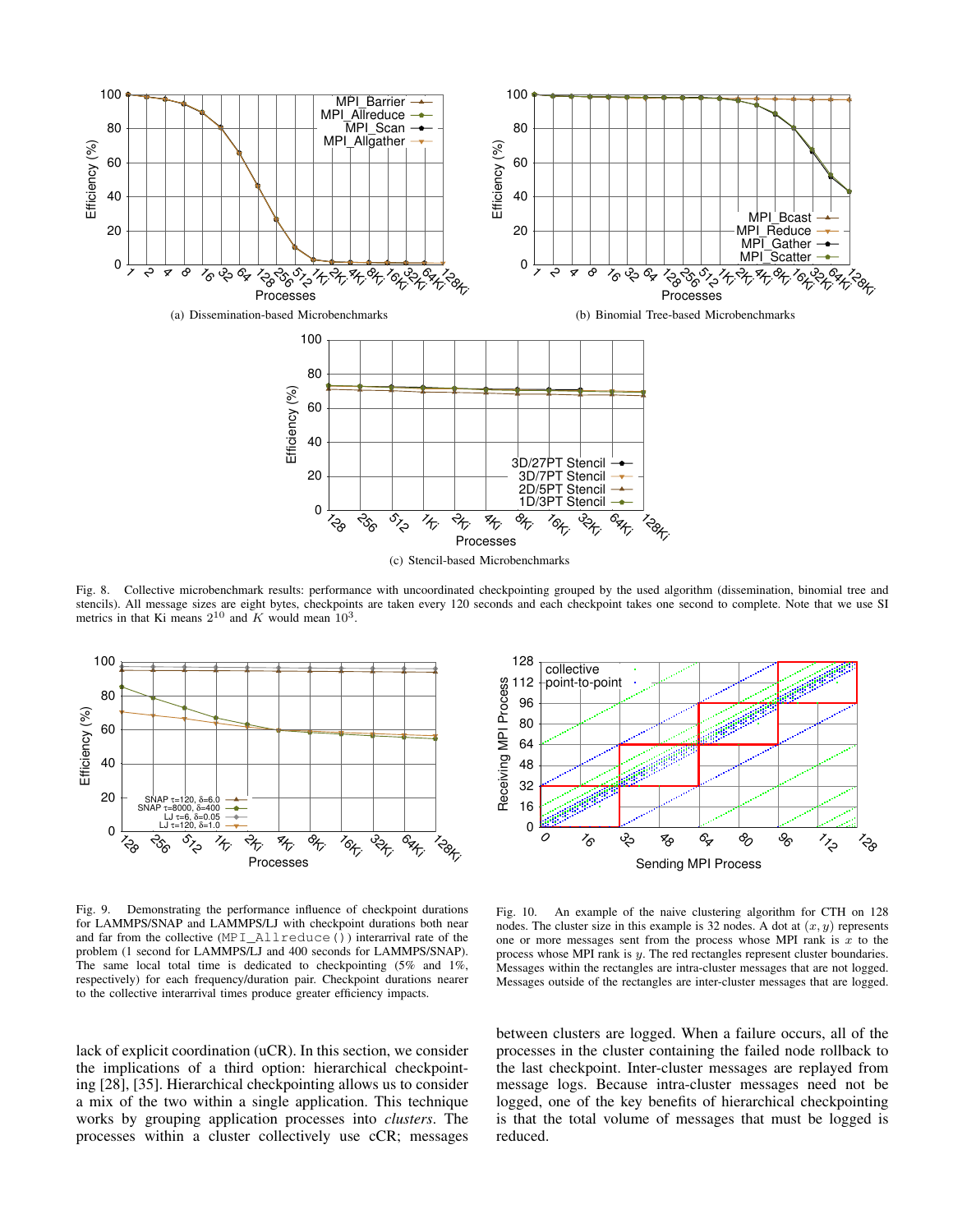(a) Dissemination-based Microbenchmarks

(b) Binomial Tree-based Microbenchmarks

(c) Stencil-based Microbenchmarks

Fig. 8. Collective microbenchmark results: performance with uncoordinated checkpointing grouped by the used algorithm (dissemination, binomial tree and stencils). All message sizes are eight bytes, checkpoints are taken every 120 seconds and each checkpoint takes one second to complete. Note that we use SI metrics in that Ki means $2^{10}$ and $K$ would mean $10^3$.

Fig. 9. Demonstrating the performance influence of checkpoint durations for LAMMPS/SNAP and LAMMPS/LJ with checkpoint durations both near and far from the collective (`MPI_Allreduce()`) interarrival rate of the problem (1 second for LAMMPS/LJ and 400 seconds for LAMMPS/SNAP). The same local total time is dedicated to checkpointing (5% and 1%, respectively) for each frequency/duration pair. Checkpoint durations nearer to the collective interarrival times produce greater efficiency impacts.

Fig. 10. An example of the naive clustering algorithm for CTH on 128 nodes. The cluster size in this example is 32 nodes. A dot at $(x, y)$ represents one or more messages sent from the process whose MPI rank is $x$ to the process whose MPI rank is $y$. The red rectangles represent cluster boundaries. Messages within the rectangles are intra-cluster messages that are not logged. Messages outside of the rectangles are inter-cluster messages that are logged.

lack of explicit coordination (uCR). In this section, we consider the implications of a third option: hierarchical checkpointing [28], [35]. Hierarchical checkpointing allows us to consider a mix of the two within a single application. This technique works by grouping application processes into *clusters*. The processes within a cluster collectively use cCR; messages between clusters are logged. When a failure occurs, all of the processes in the cluster containing the failed node rollback to the last checkpoint. Inter-cluster messages are replayed from message logs. Because intra-cluster messages need not be logged, one of the key benefits of hierarchical checkpointing is that the total volume of messages that must be logged is reduced.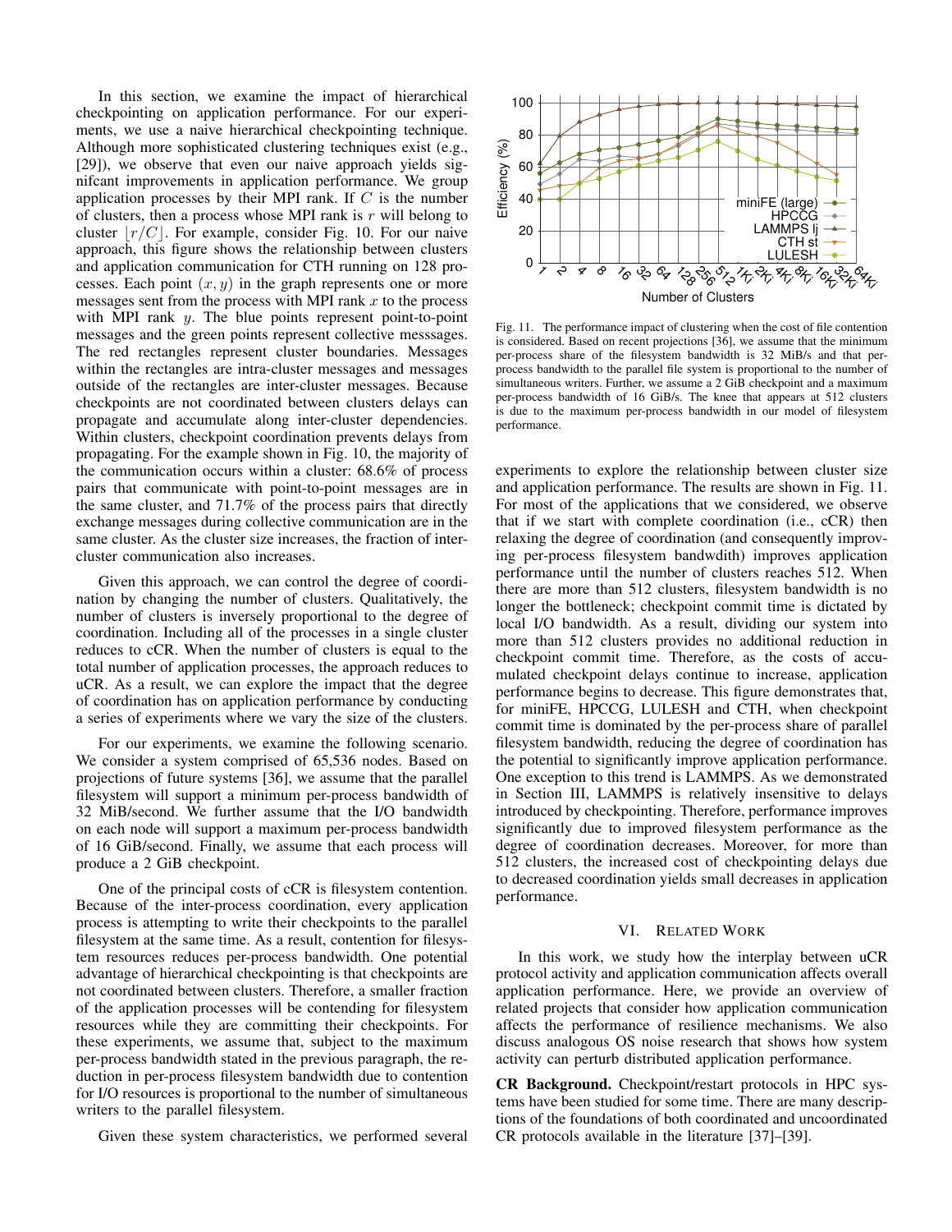In this section, we examine the impact of hierarchical checkpointing on application performance. For our experiments, we use a naive hierarchical checkpointing technique. Although more sophisticated clustering techniques exist (e.g., [29]), we observe that even our naive approach yields significant improvements in application performance. We group application processes by their MPI rank. If $C$ is the number of clusters, then a process whose MPI rank is $r$ will belong to cluster $\lfloor r/C \rfloor$. For example, consider Fig. 10. For our naive approach, this figure shows the relationship between clusters and application communication for CTH running on 128 processes. Each point $(x, y)$ in the graph represents one or more messages sent from the process with MPI rank $x$ to the process with MPI rank $y$. The blue points represent point-to-point messages and the green points represent collective messsages. The red rectangles represent cluster boundaries. Messages within the rectangles are intra-cluster messages and messages outside of the rectangles are inter-cluster messages. Because checkpoints are not coordinated between clusters delays can propagate and accumulate along inter-cluster dependencies. Within clusters, checkpoint coordination prevents delays from propagating. For the example shown in Fig. 10, the majority of the communication occurs within a cluster: 68.6% of process pairs that communicate with point-to-point messages are in the same cluster, and 71.7% of the process pairs that directly exchange messages during collective communication are in the same cluster. As the cluster size increases, the fraction of inter-cluster communication also increases.

Given this approach, we can control the degree of coordination by changing the number of clusters. Qualitatively, the number of clusters is inversely proportional to the degree of coordination. Including all of the processes in a single cluster reduces to cCR. When the number of clusters is equal to the total number of application processes, the approach reduces to uCR. As a result, we can explore the impact that the degree of coordination has on application performance by conducting a series of experiments where we vary the size of the clusters.

For our experiments, we examine the following scenario. We consider a system comprised of 65,536 nodes. Based on projections of future systems [36], we assume that the parallel filesystem will support a minimum per-process bandwidth of 32 MiB/second. We further assume that the I/O bandwidth on each node will support a maximum per-process bandwidth of 16 GiB/second. Finally, we assume that each process will produce a 2 GiB checkpoint.

One of the principal costs of cCR is filesystem contention. Because of the inter-process coordination, every application process is attempting to write their checkpoints to the parallel filesystem at the same time. As a result, contention for filesystem resources reduces per-process bandwidth. One potential advantage of hierarchical checkpointing is that checkpoints are not coordinated between clusters. Therefore, a smaller fraction of the application processes will be contending for filesystem resources while they are committing their checkpoints. For these experiments, we assume that, subject to the maximum per-process bandwidth stated in the previous paragraph, the reduction in per-process filesystem bandwidth due to contention for I/O resources is proportional to the number of simultaneous writers to the parallel filesystem.

Given these system characteristics, we performed several

Fig. 11. The performance impact of clustering when the cost of file contention is considered. Based on recent projections [36], we assume that the minimum per-process share of the filesystem bandwidth is 32 MiB/s and that per-process bandwidth to the parallel file system is proportional to the number of simultaneous writers. Further, we assume a 2 GiB checkpoint and a maximum per-process bandwidth of 16 GiB/s. The knee that appears at 512 clusters is due to the maximum per-process bandwidth in our model of filesystem performance.

experiments to explore the relationship between cluster size and application performance. The results are shown in Fig. 11. For most of the applications that we considered, we observe that if we start with complete coordination (i.e., cCR) then relaxing the degree of coordination (and consequently improving per-process filesystem bandwdith) improves application performance until the number of clusters reaches 512. When there are more than 512 clusters, filesystem bandwidth is no longer the bottleneck; checkpoint commit time is dictated by local I/O bandwidth. As a result, dividing our system into more than 512 clusters provides no additional reduction in checkpoint commit time. Therefore, as the costs of accumulated checkpoint delays continue to increase, application performance begins to decrease. This figure demonstrates that, for miniFE, HPCCG, LULESH and CTH, when checkpoint commit time is dominated by the per-process share of parallel filesystem bandwidth, reducing the degree of coordination has the potential to significantly improve application performance. One exception to this trend is LAMMPS. As we demonstrated in Section III, LAMMPS is relatively insensitive to delays introduced by checkpointing. Therefore, performance improves significantly due to improved filesystem performance as the degree of coordination decreases. Moreover, for more than 512 clusters, the increased cost of checkpointing delays due to decreased coordination yields small decreases in application performance.

## VI. Related Work

In this work, we study how the interplay between uCR protocol activity and application communication affects overall application performance. Here, we provide an overview of related projects that consider how application communication affects the performance of resilience mechanisms. We also discuss analogous OS noise research that shows how system activity can perturb distributed application performance.

**CR Background.** Checkpoint/restart protocols in HPC systems have been studied for some time. There are many descriptions of the foundations of both coordinated and uncoordinated CR protocols available in the literature [37]–[39].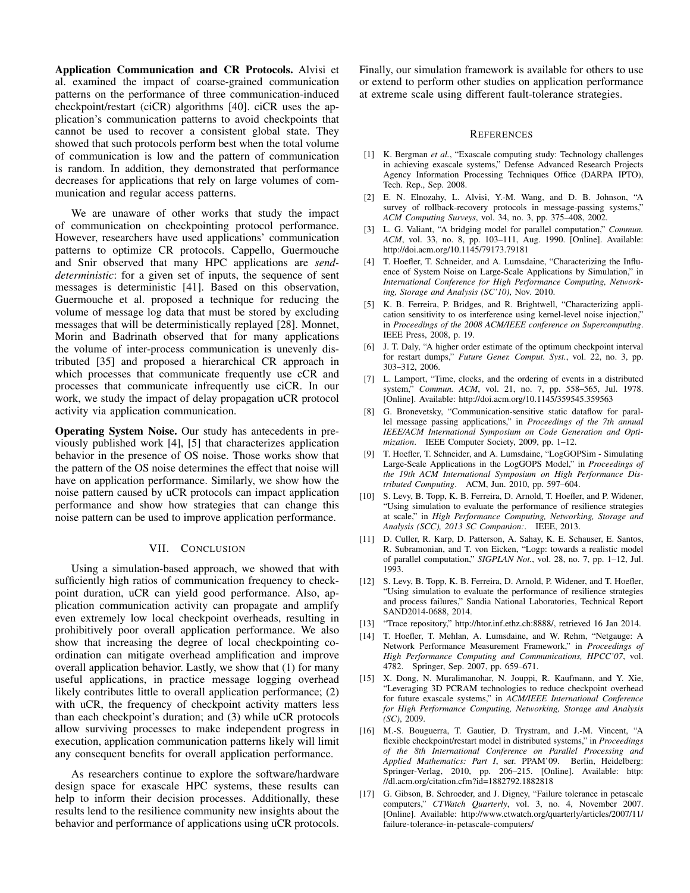**Application Communication and CR Protocols.** Alvisi et al. examined the impact of coarse-grained communication patterns on the performance of three communication-induced checkpoint/restart (ciCR) algorithms [40]. ciCR uses the application's communication patterns to avoid checkpoints that cannot be used to recover a consistent global state. They showed that such protocols perform best when the total volume of communication is low and the pattern of communication is random. In addition, they demonstrated that performance decreases for applications that rely on large volumes of communication and regular access patterns.

We are unaware of other works that study the impact of communication on checkpointing protocol performance. However, researchers have used applications' communication patterns to optimize CR protocols. Cappello, Guermouche and Snir observed that many HPC applications are *send-deterministic*: for a given set of inputs, the sequence of sent messages is deterministic [41]. Based on this observation, Guermouche et al. proposed a technique for reducing the volume of message log data that must be stored by excluding messages that will be deterministically replayed [28]. Monnet, Morin and Badrinath observed that for many applications the volume of inter-process communication is unevenly distributed [35] and proposed a hierarchical CR approach in which processes that communicate frequently use cCR and processes that communicate infrequently use ciCR. In our work, we study the impact of delay propagation uCR protocol activity via application communication.

**Operating System Noise.** Our study has antecedents in previously published work [4], [5] that characterizes application behavior in the presence of OS noise. Those works show that the pattern of the OS noise determines the effect that noise will have on application performance. Similarly, we show how the noise pattern caused by uCR protocols can impact application performance and show how strategies that can change this noise pattern can be used to improve application performance.

## VII. Conclusion

Using a simulation-based approach, we showed that with sufficiently high ratios of communication frequency to checkpoint duration, uCR can yield good performance. Also, application communication activity can propagate and amplify even extremely low local checkpoint overheads, resulting in prohibitively poor overall application performance. We also show that increasing the degree of local checkpointing coordination can mitigate overhead amplification and improve overall application behavior. Lastly, we show that (1) for many useful applications, in practice message logging overhead likely contributes little to overall application performance; (2) with uCR, the frequency of checkpoint activity matters less than each checkpoint's duration; and (3) while uCR protocols allow surviving processes to make independent progress in execution, application communication patterns likely will limit any consequent benefits for overall application performance.

As researchers continue to explore the software/hardware design space for exascale HPC systems, these results can help to inform their decision processes. Additionally, these results lend to the resilience community new insights about the behavior and performance of applications using uCR protocols. Finally, our simulation framework is available for others to use or extend to perform other studies on application performance at extreme scale using different fault-tolerance strategies.

## References

[1] K. Bergman *et al.*, "Exascale computing study: Technology challenges in achieving exascale systems," Defense Advanced Research Projects Agency Information Processing Techniques Office (DARPA IPTO), Tech. Rep., Sep. 2008.

[2] E. N. Elnozahy, L. Alvisi, Y.-M. Wang, and D. B. Johnson, "A survey of rollback-recovery protocols in message-passing systems," *ACM Computing Surveys*, vol. 34, no. 3, pp. 375–408, 2002.

[3] L. G. Valiant, "A bridging model for parallel computation," *Commun. ACM*, vol. 33, no. 8, pp. 103–111, Aug. 1990. [Online]. Available: http://doi.acm.org/10.1145/79173.79181

[4] T. Hoefler, T. Schneider, and A. Lumsdaine, "Characterizing the Influence of System Noise on Large-Scale Applications by Simulation," in *International Conference for High Performance Computing, Networking, Storage and Analysis (SC'10)*, Nov. 2010.

[5] K. B. Ferreira, P. Bridges, and R. Brightwell, "Characterizing application sensitivity to os interference using kernel-level noise injection," in *Proceedings of the 2008 ACM/IEEE conference on Supercomputing*. IEEE Press, 2008, p. 19.

[6] J. T. Daly, "A higher order estimate of the optimum checkpoint interval for restart dumps," *Future Gener. Comput. Syst.*, vol. 22, no. 3, pp. 303–312, 2006.

[7] L. Lamport, "Time, clocks, and the ordering of events in a distributed system," *Commun. ACM*, vol. 21, no. 7, pp. 558–565, Jul. 1978. [Online]. Available: http://doi.acm.org/10.1145/359545.359563

[8] G. Bronevetsky, "Communication-sensitive static dataflow for parallel message passing applications," in *Proceedings of the 7th annual IEEE/ACM International Symposium on Code Generation and Optimization*. IEEE Computer Society, 2009, pp. 1–12.

[9] T. Hoefler, T. Schneider, and A. Lumsdaine, "LogGOPSim - Simulating Large-Scale Applications in the LogGOPS Model," in *Proceedings of the 19th ACM International Symposium on High Performance Distributed Computing*. ACM, Jun. 2010, pp. 597–604.

[10] S. Levy, B. Topp, K. B. Ferreira, D. Arnold, T. Hoefler, and P. Widener, "Using simulation to evaluate the performance of resilience strategies at scale," in *High Performance Computing, Networking, Storage and Analysis (SCC), 2013 SC Companion:*. IEEE, 2013.

[11] D. Culler, R. Karp, D. Patterson, A. Sahay, K. E. Schauser, E. Santos, R. Subramonian, and T. von Eicken, "Logp: towards a realistic model of parallel computation," *SIGPLAN Not.*, vol. 28, no. 7, pp. 1–12, Jul. 1993.

[12] S. Levy, B. Topp, K. B. Ferreira, D. Arnold, P. Widener, and T. Hoefler, "Using simulation to evaluate the performance of resilience strategies and process failures," Sandia National Laboratories, Technical Report SAND2014-0688, 2014.

[13] "Trace repository," http://htor.inf.ethz.ch:8888/, retrieved 16 Jan 2014.

[14] T. Hoefler, T. Mehlan, A. Lumsdaine, and W. Rehm, "Netgauge: A Network Performance Measurement Framework," in *Proceedings of High Performance Computing and Communications, HPCC'07*, vol. 4782. Springer, Sep. 2007, pp. 659–671.

[15] X. Dong, N. Muralimanohar, N. Jouppi, R. Kaufmann, and Y. Xie, "Leveraging 3D PCRAM technologies to reduce checkpoint overhead for future exascale systems," in *ACM/IEEE International Conference for High Performance Computing, Networking, Storage and Analysis (SC)*, 2009.

[16] M.-S. Bouguerra, T. Gautier, D. Trystram, and J.-M. Vincent, "A flexible checkpoint/restart model in distributed systems," in *Proceedings of the 8th International Conference on Parallel Processing and Applied Mathematics: Part I*, ser. PPAM'09. Berlin, Heidelberg: Springer-Verlag, 2010, pp. 206–215. [Online]. Available: http://dl.acm.org/citation.cfm?id=1882792.1882818

[17] G. Gibson, B. Schroeder, and J. Digney, "Failure tolerance in petascale computers," *CTWatch Quarterly*, vol. 3, no. 4, November 2007. [Online]. Available: http://www.ctwatch.org/quarterly/articles/2007/11/failure-tolerance-in-petascale-computers/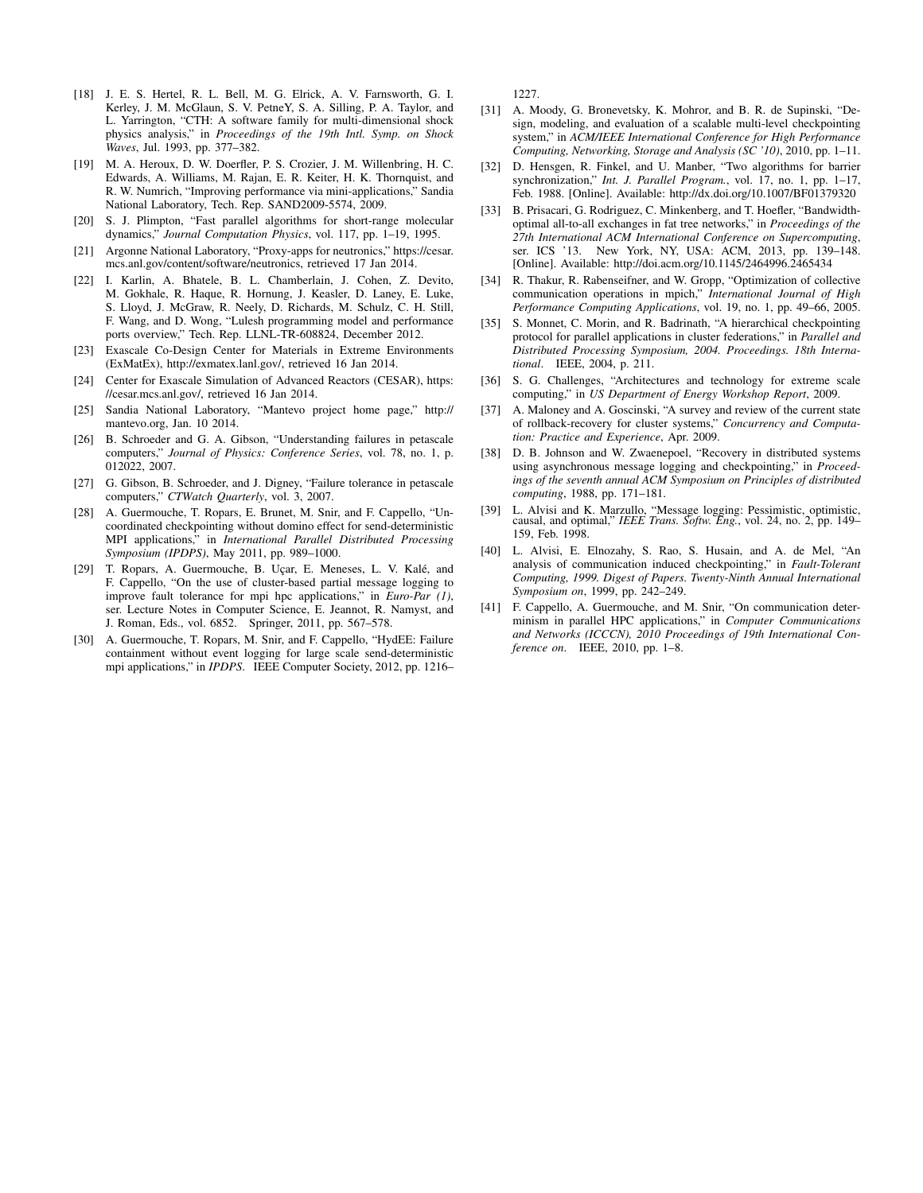[18] J. E. S. Hertel, R. L. Bell, M. G. Elrick, A. V. Farnsworth, G. I. Kerley, J. M. McGlaun, S. V. PetneY, S. A. Silling, P. A. Taylor, and L. Yarrington, "CTH: A software family for multi-dimensional shock physics analysis," in *Proceedings of the 19th Intl. Symp. on Shock Waves*, Jul. 1993, pp. 377–382.

[19] M. A. Heroux, D. W. Doerfler, P. S. Crozier, J. M. Willenbring, H. C. Edwards, A. Williams, M. Rajan, E. R. Keiter, H. K. Thornquist, and R. W. Numrich, "Improving performance via mini-applications," Sandia National Laboratory, Tech. Rep. SAND2009-5574, 2009.

[20] S. J. Plimpton, "Fast parallel algorithms for short-range molecular dynamics," *Journal Computation Physics*, vol. 117, pp. 1–19, 1995.

[21] Argonne National Laboratory, "Proxy-apps for neutronics," https://cesar.mcs.anl.gov/content/software/neutronics, retrieved 17 Jan 2014.

[22] I. Karlin, A. Bhatele, B. L. Chamberlain, J. Cohen, Z. Devito, M. Gokhale, R. Haque, R. Hornung, J. Keasler, D. Laney, E. Luke, S. Lloyd, J. McGraw, R. Neely, D. Richards, M. Schulz, C. H. Still, F. Wang, and D. Wong, "Lulesh programming model and performance ports overview," Tech. Rep. LLNL-TR-608824, December 2012.

[23] Exascale Co-Design Center for Materials in Extreme Environments (ExMatEx), http://exmatex.lanl.gov/, retrieved 16 Jan 2014.

[24] Center for Exascale Simulation of Advanced Reactors (CESAR), https://cesar.mcs.anl.gov/, retrieved 16 Jan 2014.

[25] Sandia National Laboratory, "Mantevo project home page," http://mantevo.org, Jan. 10 2014.

[26] B. Schroeder and G. A. Gibson, "Understanding failures in petascale computers," *Journal of Physics: Conference Series*, vol. 78, no. 1, p. 012022, 2007.

[27] G. Gibson, B. Schroeder, and J. Digney, "Failure tolerance in petascale computers," *CTWatch Quarterly*, vol. 3, 2007.

[28] A. Guermouche, T. Ropars, E. Brunet, M. Snir, and F. Cappello, "Uncoordinated checkpointing without domino effect for send-deterministic MPI applications," in *International Parallel Distributed Processing Symposium (IPDPS)*, May 2011, pp. 989–1000.

[29] T. Ropars, A. Guermouche, B. Uçar, E. Meneses, L. V. Kalé, and F. Cappello, "On the use of cluster-based partial message logging to improve fault tolerance for mpi hpc applications," in *Euro-Par (1)*, ser. Lecture Notes in Computer Science, E. Jeannot, R. Namyst, and J. Roman, Eds., vol. 6852. Springer, 2011, pp. 567–578.

[30] A. Guermouche, T. Ropars, M. Snir, and F. Cappello, "HydEE: Failure containment without event logging for large scale send-deterministic mpi applications," in *IPDPS*. IEEE Computer Society, 2012, pp. 1216–1227.

[31] A. Moody, G. Bronevetsky, K. Mohror, and B. R. de Supinski, "Design, modeling, and evaluation of a scalable multi-level checkpointing system," in *ACM/IEEE International Conference for High Performance Computing, Networking, Storage and Analysis (SC '10)*, 2010, pp. 1–11.

[32] D. Hensgen, R. Finkel, and U. Manber, "Two algorithms for barrier synchronization," *Int. J. Parallel Program.*, vol. 17, no. 1, pp. 1–17, Feb. 1988. [Online]. Available: http://dx.doi.org/10.1007/BF01379320

[33] B. Prisacari, G. Rodriguez, C. Minkenberg, and T. Hoefler, "Bandwidth-optimal all-to-all exchanges in fat tree networks," in *Proceedings of the 27th International ACM International Conference on Supercomputing*, ser. ICS '13. New York, NY, USA: ACM, 2013, pp. 139–148. [Online]. Available: http://doi.acm.org/10.1145/2464996.2465434

[34] R. Thakur, R. Rabenseifner, and W. Gropp, "Optimization of collective communication operations in mpich," *International Journal of High Performance Computing Applications*, vol. 19, no. 1, pp. 49–66, 2005.

[35] S. Monnet, C. Morin, and R. Badrinath, "A hierarchical checkpointing protocol for parallel applications in cluster federations," in *Parallel and Distributed Processing Symposium, 2004. Proceedings. 18th International*. IEEE, 2004, p. 211.

[36] S. G. Challenges, "Architectures and technology for extreme scale computing," in *US Department of Energy Workshop Report*, 2009.

[37] A. Maloney and A. Goscinski, "A survey and review of the current state of rollback-recovery for cluster systems," *Concurrency and Computation: Practice and Experience*, Apr. 2009.

[38] D. B. Johnson and W. Zwaenepoel, "Recovery in distributed systems using asynchronous message logging and checkpointing," in *Proceedings of the seventh annual ACM Symposium on Principles of distributed computing*, 1988, pp. 171–181.

[39] L. Alvisi and K. Marzullo, "Message logging: Pessimistic, optimistic, causal, and optimal," *IEEE Trans. Softw. Eng.*, vol. 24, no. 2, pp. 149–159, Feb. 1998.

[40] L. Alvisi, E. Elnozahy, S. Rao, S. Husain, and A. de Mel, "An analysis of communication induced checkpointing," in *Fault-Tolerant Computing, 1999. Digest of Papers. Twenty-Ninth Annual International Symposium on*, 1999, pp. 242–249.

[41] F. Cappello, A. Guermouche, and M. Snir, "On communication determinism in parallel HPC applications," in *Computer Communications and Networks (ICCCN), 2010 Proceedings of 19th International Conference on*. IEEE, 2010, pp. 1–8.